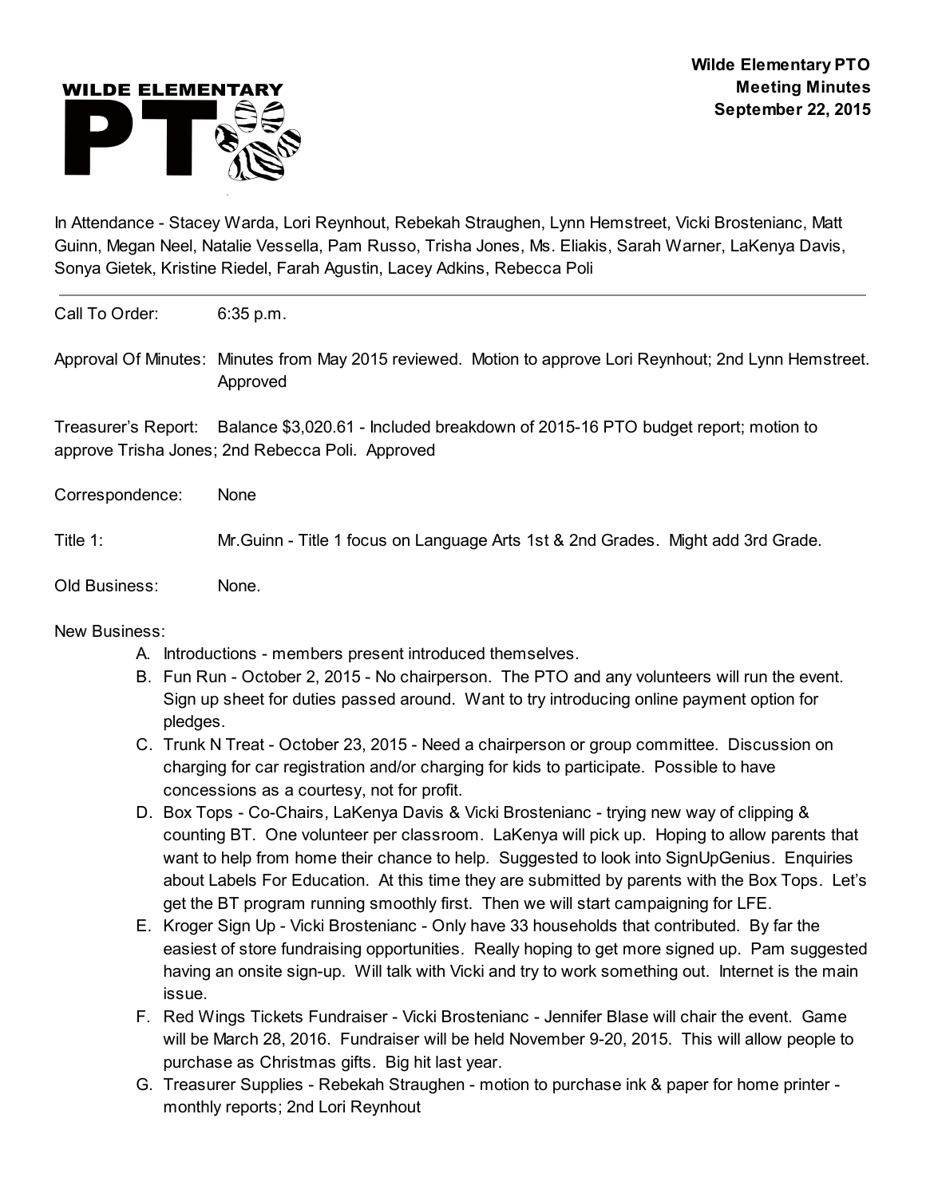**Wilde Elementary PTO**
**Meeting Minutes**
**September 22, 2015**

In Attendance - Stacey Warda, Lori Reynhout, Rebekah Straughen, Lynn Hemstreet, Vicki Brostenianc, Matt Guinn, Megan Neel, Natalie Vessella, Pam Russo, Trisha Jones, Ms. Eliakis, Sarah Warner, LaKenya Davis, Sonya Gietek, Kristine Riedel, Farah Agustin, Lacey Adkins, Rebecca Poli

---

Call To Order: 6:35 p.m.

Approval Of Minutes: Minutes from May 2015 reviewed. Motion to approve Lori Reynhout; 2nd Lynn Hemstreet. Approved

Treasurer's Report: Balance $3,020.61 - Included breakdown of 2015-16 PTO budget report; motion to approve Trisha Jones; 2nd Rebecca Poli. Approved

Correspondence: None

Title 1: Mr.Guinn - Title 1 focus on Language Arts 1st & 2nd Grades. Might add 3rd Grade.

Old Business: None.

New Business:

A. Introductions - members present introduced themselves.
B. Fun Run - October 2, 2015 - No chairperson. The PTO and any volunteers will run the event. Sign up sheet for duties passed around. Want to try introducing online payment option for pledges.
C. Trunk N Treat - October 23, 2015 - Need a chairperson or group committee. Discussion on charging for car registration and/or charging for kids to participate. Possible to have concessions as a courtesy, not for profit.
D. Box Tops - Co-Chairs, LaKenya Davis & Vicki Brostenianc - trying new way of clipping & counting BT. One volunteer per classroom. LaKenya will pick up. Hoping to allow parents that want to help from home their chance to help. Suggested to look into SignUpGenius. Enquiries about Labels For Education. At this time they are submitted by parents with the Box Tops. Let's get the BT program running smoothly first. Then we will start campaigning for LFE.
E. Kroger Sign Up - Vicki Brostenianc - Only have 33 households that contributed. By far the easiest of store fundraising opportunities. Really hoping to get more signed up. Pam suggested having an onsite sign-up. Will talk with Vicki and try to work something out. Internet is the main issue.
F. Red Wings Tickets Fundraiser - Vicki Brostenianc - Jennifer Blase will chair the event. Game will be March 28, 2016. Fundraiser will be held November 9-20, 2015. This will allow people to purchase as Christmas gifts. Big hit last year.
G. Treasurer Supplies - Rebekah Straughen - motion to purchase ink & paper for home printer - monthly reports; 2nd Lori Reynhout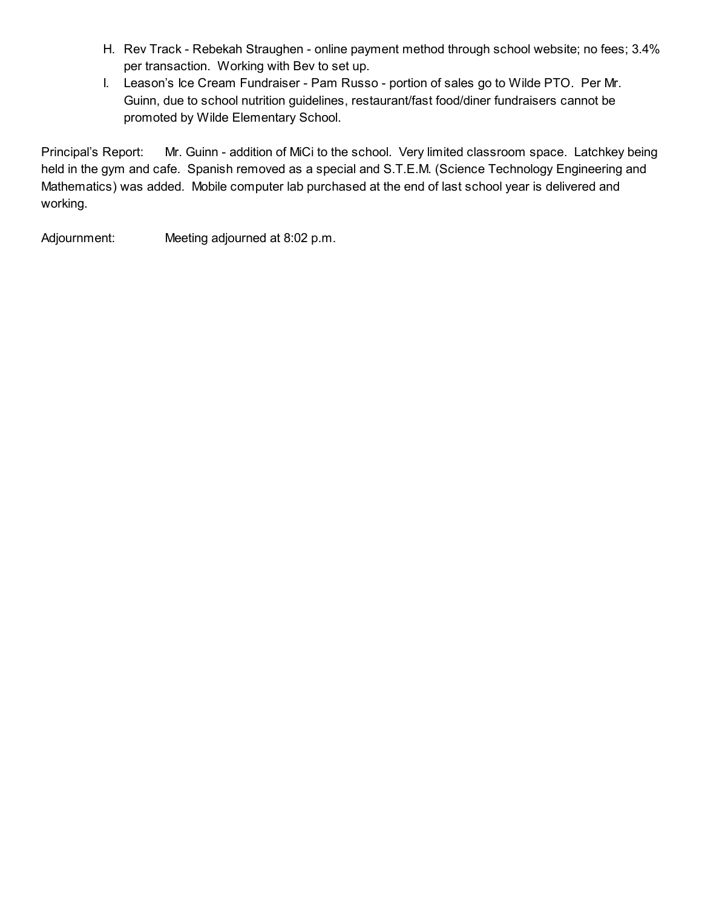H. Rev Track - Rebekah Straughen - online payment method through school website; no fees; 3.4% per transaction. Working with Bev to set up.
I. Leason's Ice Cream Fundraiser - Pam Russo - portion of sales go to Wilde PTO. Per Mr. Guinn, due to school nutrition guidelines, restaurant/fast food/diner fundraisers cannot be promoted by Wilde Elementary School.

Principal's Report: Mr. Guinn - addition of MiCi to the school. Very limited classroom space. Latchkey being held in the gym and cafe. Spanish removed as a special and S.T.E.M. (Science Technology Engineering and Mathematics) was added. Mobile computer lab purchased at the end of last school year is delivered and working.

Adjournment: Meeting adjourned at 8:02 p.m.